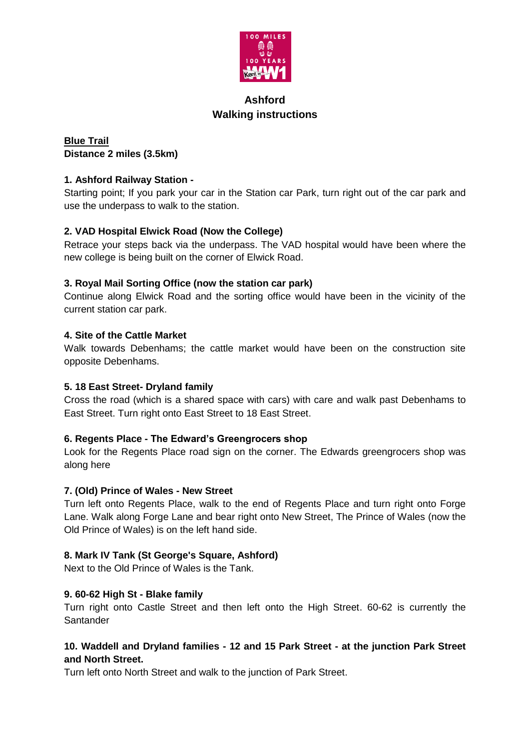# Ashford
## Walking instructions

**Blue Trail**
**Distance 2 miles (3.5km)**

**1. Ashford Railway Station -**
Starting point; If you park your car in the Station car Park, turn right out of the car park and use the underpass to walk to the station.

**2. VAD Hospital Elwick Road (Now the College)**
Retrace your steps back via the underpass. The VAD hospital would have been where the new college is being built on the corner of Elwick Road.

**3. Royal Mail Sorting Office (now the station car park)**
Continue along Elwick Road and the sorting office would have been in the vicinity of the current station car park.

**4. Site of the Cattle Market**
Walk towards Debenhams; the cattle market would have been on the construction site opposite Debenhams.

**5. 18 East Street- Dryland family**
Cross the road (which is a shared space with cars) with care and walk past Debenhams to East Street. Turn right onto East Street to 18 East Street.

**6. Regents Place - The Edward's Greengrocers shop**
Look for the Regents Place road sign on the corner. The Edwards greengrocers shop was along here

**7. (Old) Prince of Wales - New Street**
Turn left onto Regents Place, walk to the end of Regents Place and turn right onto Forge Lane. Walk along Forge Lane and bear right onto New Street, The Prince of Wales (now the Old Prince of Wales) is on the left hand side.

**8. Mark IV Tank (St George's Square, Ashford)**
Next to the Old Prince of Wales is the Tank.

**9. 60-62 High St - Blake family**
Turn right onto Castle Street and then left onto the High Street. 60-62 is currently the Santander

**10. Waddell and Dryland families - 12 and 15 Park Street - at the junction Park Street and North Street.**
Turn left onto North Street and walk to the junction of Park Street.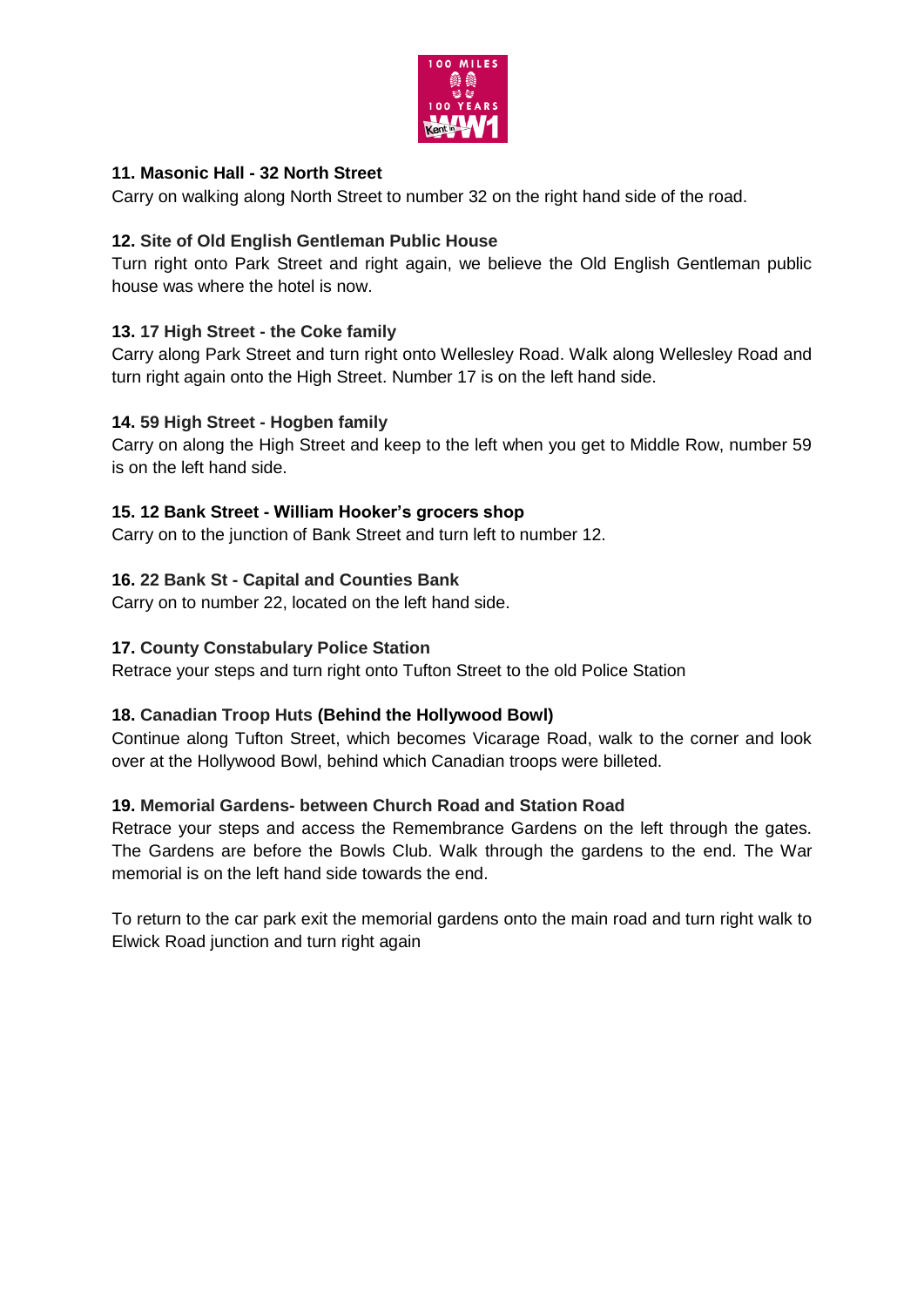**11. Masonic Hall - 32 North Street**

Carry on walking along North Street to number 32 on the right hand side of the road.

**12. Site of Old English Gentleman Public House**

Turn right onto Park Street and right again, we believe the Old English Gentleman public house was where the hotel is now.

**13. 17 High Street - the Coke family**

Carry along Park Street and turn right onto Wellesley Road. Walk along Wellesley Road and turn right again onto the High Street. Number 17 is on the left hand side.

**14. 59 High Street - Hogben family**

Carry on along the High Street and keep to the left when you get to Middle Row, number 59 is on the left hand side.

**15. 12 Bank Street - William Hooker's grocers shop**

Carry on to the junction of Bank Street and turn left to number 12.

**16. 22 Bank St - Capital and Counties Bank**

Carry on to number 22, located on the left hand side.

**17. County Constabulary Police Station**

Retrace your steps and turn right onto Tufton Street to the old Police Station

**18. Canadian Troop Huts (Behind the Hollywood Bowl)**

Continue along Tufton Street, which becomes Vicarage Road, walk to the corner and look over at the Hollywood Bowl, behind which Canadian troops were billeted.

**19. Memorial Gardens- between Church Road and Station Road**

Retrace your steps and access the Remembrance Gardens on the left through the gates. The Gardens are before the Bowls Club. Walk through the gardens to the end. The War memorial is on the left hand side towards the end.

To return to the car park exit the memorial gardens onto the main road and turn right walk to Elwick Road junction and turn right again